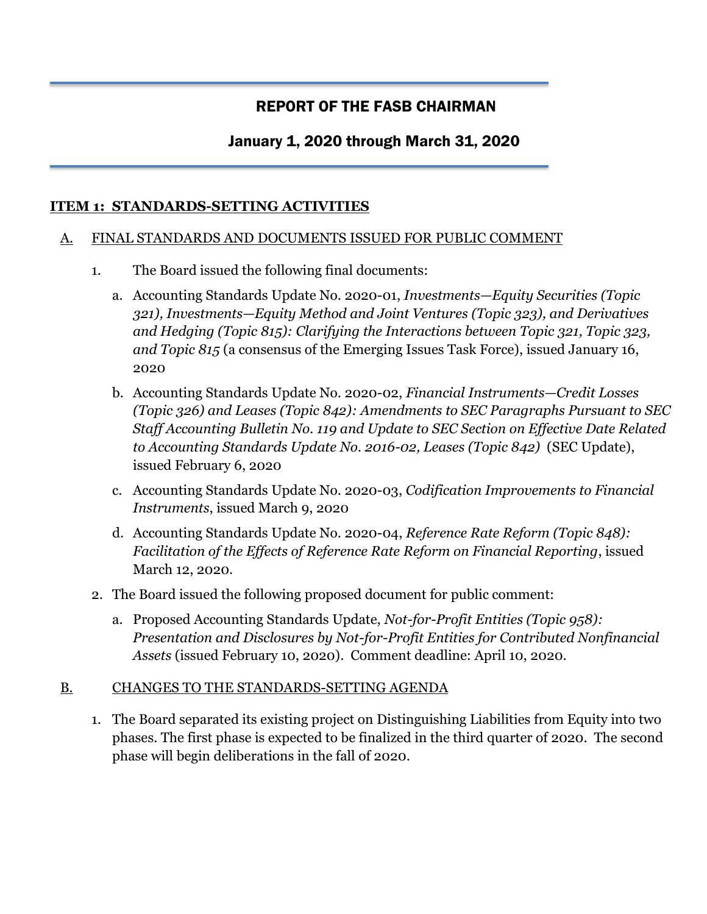# REPORT OF THE FASB CHAIRMAN

## January 1, 2020 through March 31, 2020

## ITEM 1: STANDARDS-SETTING ACTIVITIES

### A. FINAL STANDARDS AND DOCUMENTS ISSUED FOR PUBLIC COMMENT

1. The Board issued the following final documents:

   a. Accounting Standards Update No. 2020-01, *Investments—Equity Securities (Topic 321), Investments—Equity Method and Joint Ventures (Topic 323), and Derivatives and Hedging (Topic 815): Clarifying the Interactions between Topic 321, Topic 323, and Topic 815* (a consensus of the Emerging Issues Task Force), issued January 16, 2020

   b. Accounting Standards Update No. 2020-02, *Financial Instruments—Credit Losses (Topic 326) and Leases (Topic 842): Amendments to SEC Paragraphs Pursuant to SEC Staff Accounting Bulletin No. 119 and Update to SEC Section on Effective Date Related to Accounting Standards Update No. 2016-02, Leases (Topic 842)* (SEC Update), issued February 6, 2020

   c. Accounting Standards Update No. 2020-03, *Codification Improvements to Financial Instruments*, issued March 9, 2020

   d. Accounting Standards Update No. 2020-04, *Reference Rate Reform (Topic 848): Facilitation of the Effects of Reference Rate Reform on Financial Reporting*, issued March 12, 2020.

2. The Board issued the following proposed document for public comment:

   a. Proposed Accounting Standards Update, *Not-for-Profit Entities (Topic 958): Presentation and Disclosures by Not-for-Profit Entities for Contributed Nonfinancial Assets* (issued February 10, 2020). Comment deadline: April 10, 2020.

### B. CHANGES TO THE STANDARDS-SETTING AGENDA

1. The Board separated its existing project on Distinguishing Liabilities from Equity into two phases. The first phase is expected to be finalized in the third quarter of 2020. The second phase will begin deliberations in the fall of 2020.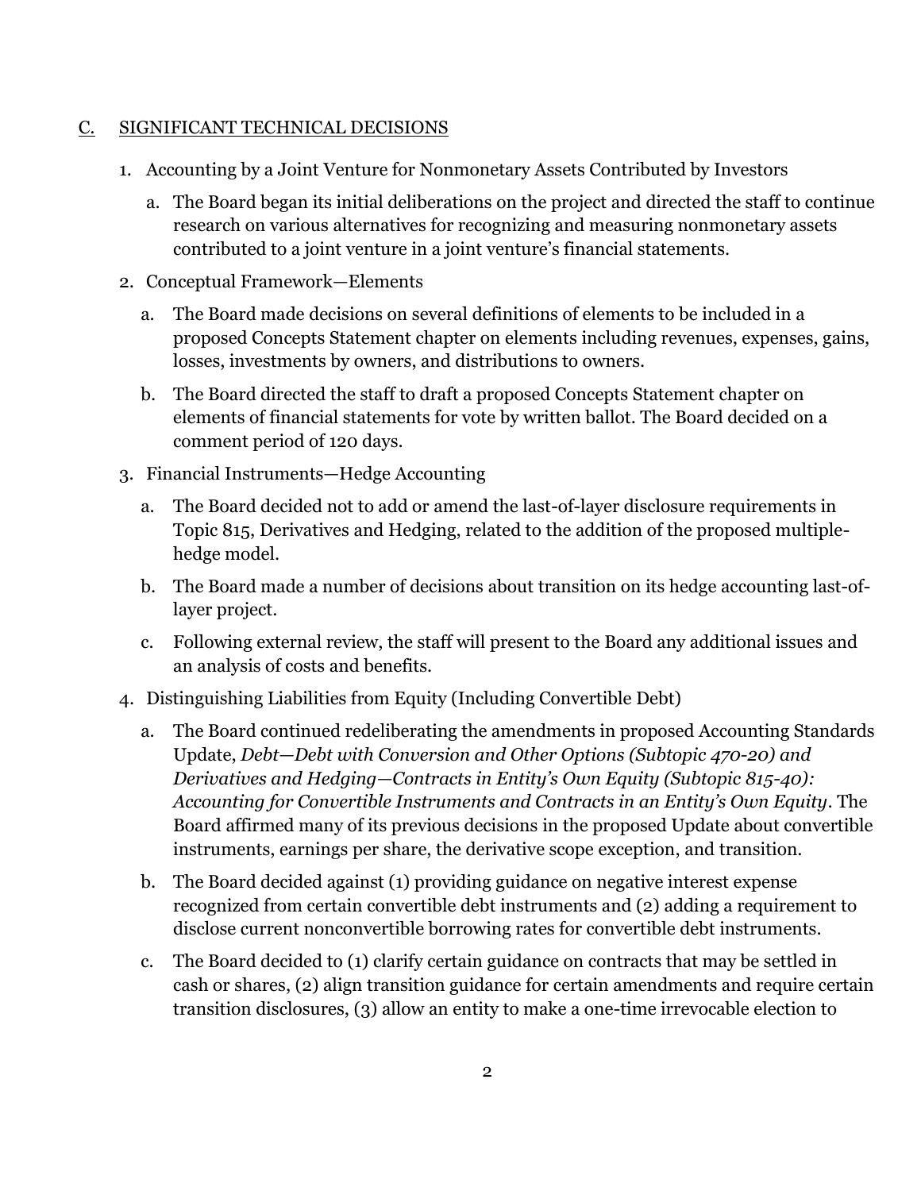## C. SIGNIFICANT TECHNICAL DECISIONS

1. Accounting by a Joint Venture for Nonmonetary Assets Contributed by Investors
   a. The Board began its initial deliberations on the project and directed the staff to continue research on various alternatives for recognizing and measuring nonmonetary assets contributed to a joint venture in a joint venture's financial statements.
2. Conceptual Framework—Elements
   a. The Board made decisions on several definitions of elements to be included in a proposed Concepts Statement chapter on elements including revenues, expenses, gains, losses, investments by owners, and distributions to owners.
   b. The Board directed the staff to draft a proposed Concepts Statement chapter on elements of financial statements for vote by written ballot. The Board decided on a comment period of 120 days.
3. Financial Instruments—Hedge Accounting
   a. The Board decided not to add or amend the last-of-layer disclosure requirements in Topic 815, Derivatives and Hedging, related to the addition of the proposed multiple-hedge model.
   b. The Board made a number of decisions about transition on its hedge accounting last-of-layer project.
   c. Following external review, the staff will present to the Board any additional issues and an analysis of costs and benefits.
4. Distinguishing Liabilities from Equity (Including Convertible Debt)
   a. The Board continued redeliberating the amendments in proposed Accounting Standards Update, *Debt—Debt with Conversion and Other Options (Subtopic 470-20) and Derivatives and Hedging—Contracts in Entity's Own Equity (Subtopic 815-40): Accounting for Convertible Instruments and Contracts in an Entity's Own Equity*. The Board affirmed many of its previous decisions in the proposed Update about convertible instruments, earnings per share, the derivative scope exception, and transition.
   b. The Board decided against (1) providing guidance on negative interest expense recognized from certain convertible debt instruments and (2) adding a requirement to disclose current nonconvertible borrowing rates for convertible debt instruments.
   c. The Board decided to (1) clarify certain guidance on contracts that may be settled in cash or shares, (2) align transition guidance for certain amendments and require certain transition disclosures, (3) allow an entity to make a one-time irrevocable election to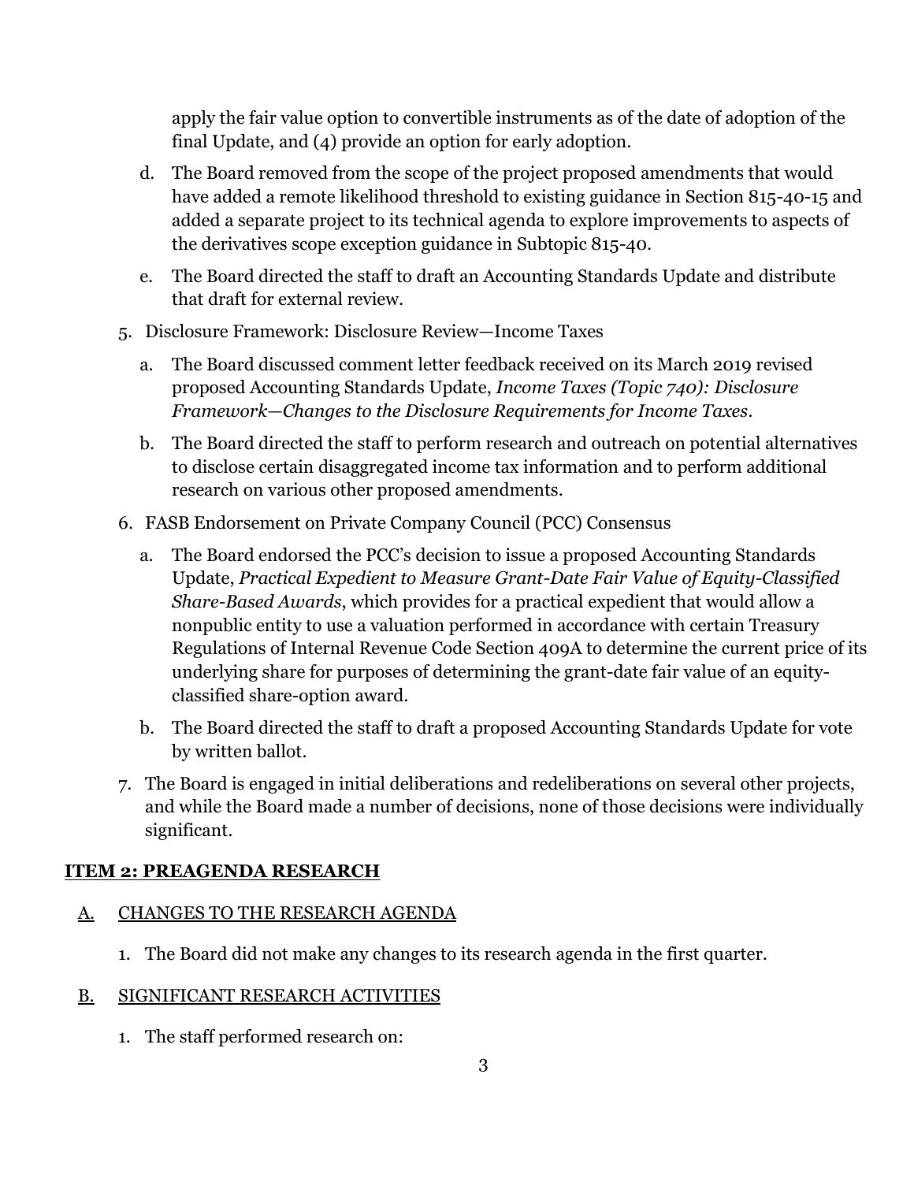apply the fair value option to convertible instruments as of the date of adoption of the final Update, and (4) provide an option for early adoption.

d. The Board removed from the scope of the project proposed amendments that would have added a remote likelihood threshold to existing guidance in Section 815-40-15 and added a separate project to its technical agenda to explore improvements to aspects of the derivatives scope exception guidance in Subtopic 815-40.

e. The Board directed the staff to draft an Accounting Standards Update and distribute that draft for external review.

5. Disclosure Framework: Disclosure Review—Income Taxes

   a. The Board discussed comment letter feedback received on its March 2019 revised proposed Accounting Standards Update, *Income Taxes (Topic 740): Disclosure Framework—Changes to the Disclosure Requirements for Income Taxes*.

   b. The Board directed the staff to perform research and outreach on potential alternatives to disclose certain disaggregated income tax information and to perform additional research on various other proposed amendments.

6. FASB Endorsement on Private Company Council (PCC) Consensus

   a. The Board endorsed the PCC's decision to issue a proposed Accounting Standards Update, *Practical Expedient to Measure Grant-Date Fair Value of Equity-Classified Share-Based Awards*, which provides for a practical expedient that would allow a nonpublic entity to use a valuation performed in accordance with certain Treasury Regulations of Internal Revenue Code Section 409A to determine the current price of its underlying share for purposes of determining the grant-date fair value of an equity-classified share-option award.

   b. The Board directed the staff to draft a proposed Accounting Standards Update for vote by written ballot.

7. The Board is engaged in initial deliberations and redeliberations on several other projects, and while the Board made a number of decisions, none of those decisions were individually significant.

## ITEM 2: PREAGENDA RESEARCH

### A. CHANGES TO THE RESEARCH AGENDA

1. The Board did not make any changes to its research agenda in the first quarter.

### B. SIGNIFICANT RESEARCH ACTIVITIES

1. The staff performed research on: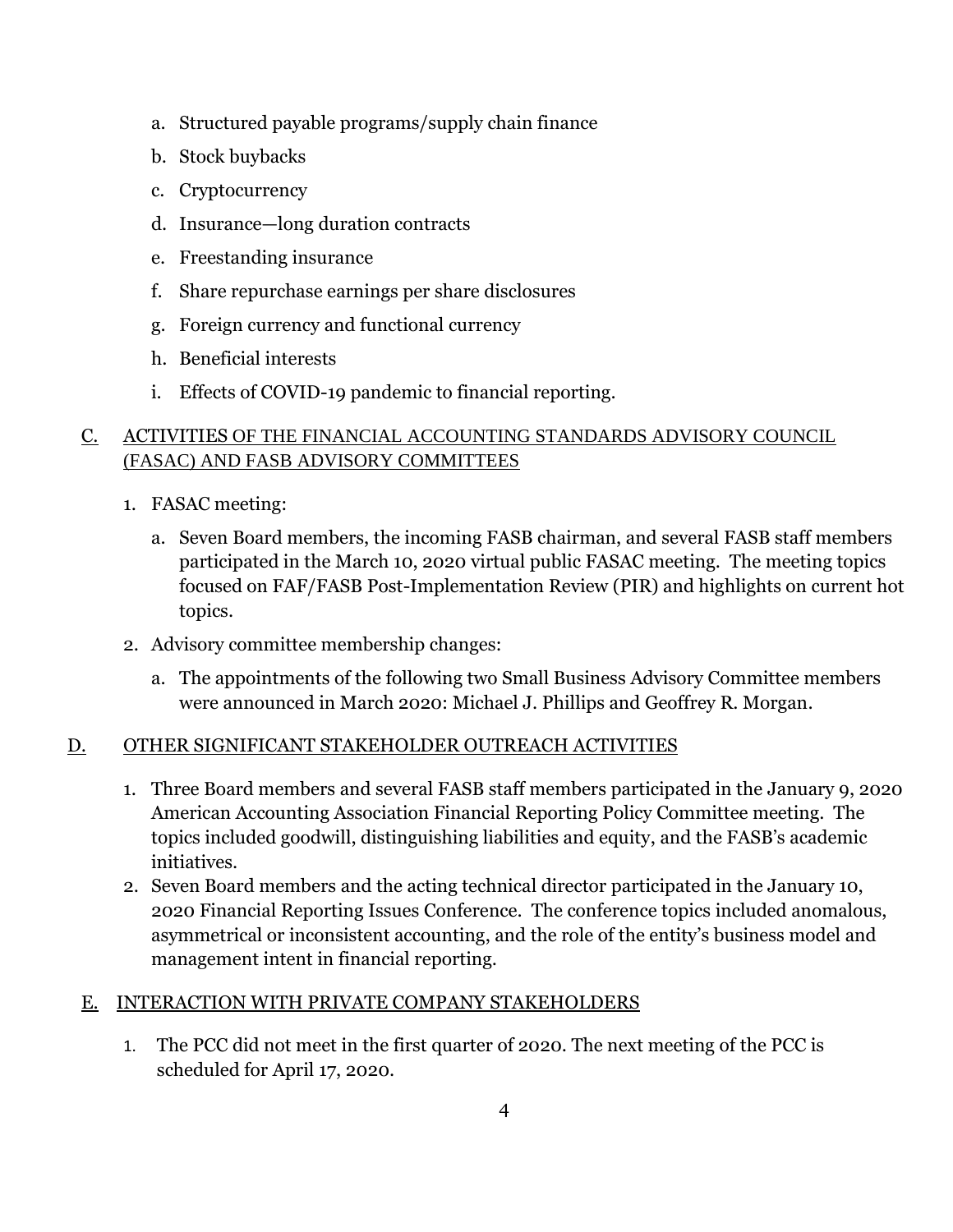a. Structured payable programs/supply chain finance
b. Stock buybacks
c. Cryptocurrency
d. Insurance—long duration contracts
e. Freestanding insurance
f. Share repurchase earnings per share disclosures
g. Foreign currency and functional currency
h. Beneficial interests
i. Effects of COVID-19 pandemic to financial reporting.

## C. ACTIVITIES OF THE FINANCIAL ACCOUNTING STANDARDS ADVISORY COUNCIL (FASAC) AND FASB ADVISORY COMMITTEES

1. FASAC meeting:
   a. Seven Board members, the incoming FASB chairman, and several FASB staff members participated in the March 10, 2020 virtual public FASAC meeting. The meeting topics focused on FAF/FASB Post-Implementation Review (PIR) and highlights on current hot topics.
2. Advisory committee membership changes:
   a. The appointments of the following two Small Business Advisory Committee members were announced in March 2020: Michael J. Phillips and Geoffrey R. Morgan.

## D. OTHER SIGNIFICANT STAKEHOLDER OUTREACH ACTIVITIES

1. Three Board members and several FASB staff members participated in the January 9, 2020 American Accounting Association Financial Reporting Policy Committee meeting. The topics included goodwill, distinguishing liabilities and equity, and the FASB's academic initiatives.
2. Seven Board members and the acting technical director participated in the January 10, 2020 Financial Reporting Issues Conference. The conference topics included anomalous, asymmetrical or inconsistent accounting, and the role of the entity's business model and management intent in financial reporting.

## E. INTERACTION WITH PRIVATE COMPANY STAKEHOLDERS

1. The PCC did not meet in the first quarter of 2020. The next meeting of the PCC is scheduled for April 17, 2020.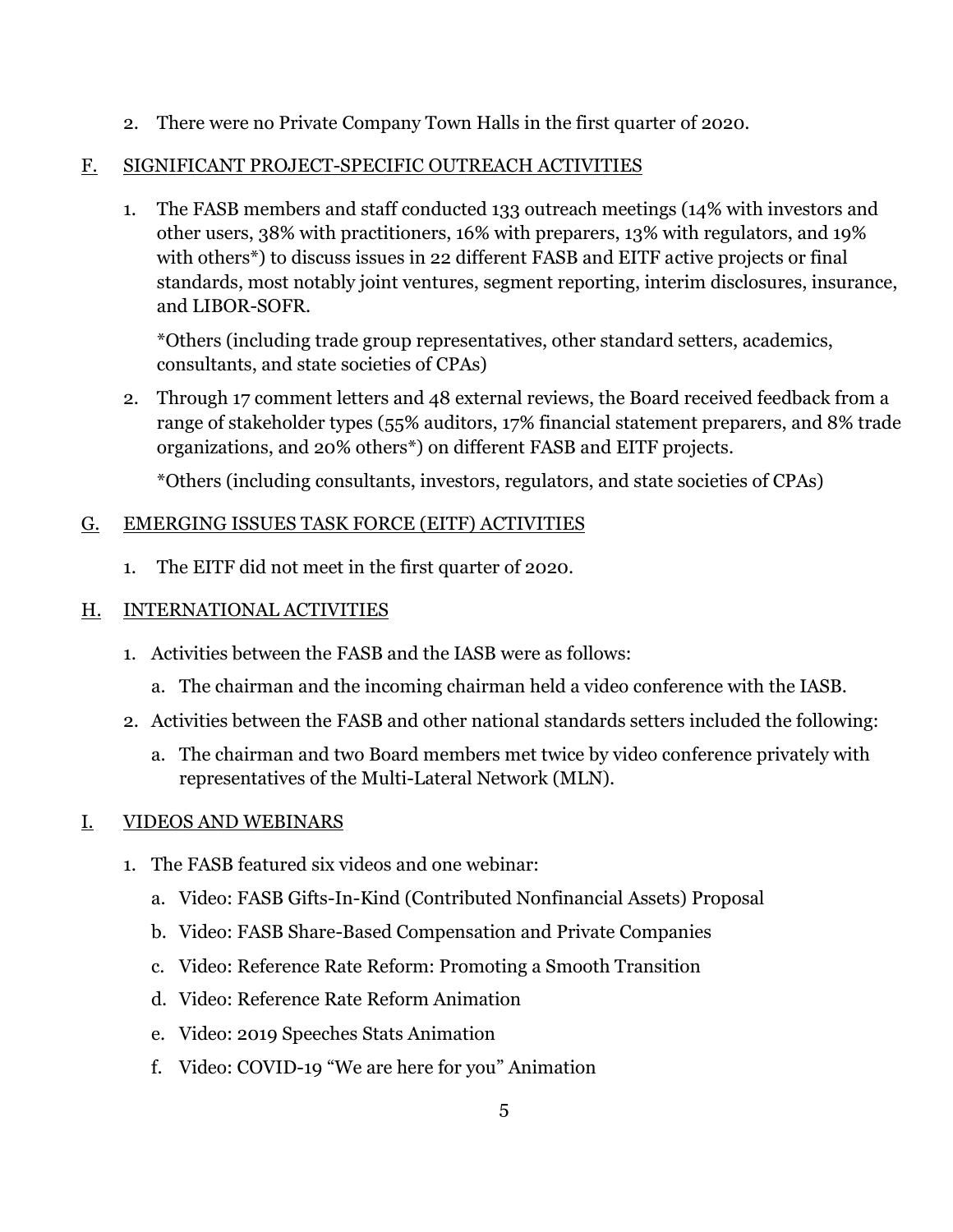2. There were no Private Company Town Halls in the first quarter of 2020.

## F. SIGNIFICANT PROJECT-SPECIFIC OUTREACH ACTIVITIES

1. The FASB members and staff conducted 133 outreach meetings (14% with investors and other users, 38% with practitioners, 16% with preparers, 13% with regulators, and 19% with others*) to discuss issues in 22 different FASB and EITF active projects or final standards, most notably joint ventures, segment reporting, interim disclosures, insurance, and LIBOR-SOFR.

   *Others (including trade group representatives, other standard setters, academics, consultants, and state societies of CPAs)

2. Through 17 comment letters and 48 external reviews, the Board received feedback from a range of stakeholder types (55% auditors, 17% financial statement preparers, and 8% trade organizations, and 20% others*) on different FASB and EITF projects.

   *Others (including consultants, investors, regulators, and state societies of CPAs)

## G. EMERGING ISSUES TASK FORCE (EITF) ACTIVITIES

1. The EITF did not meet in the first quarter of 2020.

## H. INTERNATIONAL ACTIVITIES

1. Activities between the FASB and the IASB were as follows:
   a. The chairman and the incoming chairman held a video conference with the IASB.
2. Activities between the FASB and other national standards setters included the following:
   a. The chairman and two Board members met twice by video conference privately with representatives of the Multi-Lateral Network (MLN).

## I. VIDEOS AND WEBINARS

1. The FASB featured six videos and one webinar:
   a. Video: FASB Gifts-In-Kind (Contributed Nonfinancial Assets) Proposal
   b. Video: FASB Share-Based Compensation and Private Companies
   c. Video: Reference Rate Reform: Promoting a Smooth Transition
   d. Video: Reference Rate Reform Animation
   e. Video: 2019 Speeches Stats Animation
   f. Video: COVID-19 "We are here for you" Animation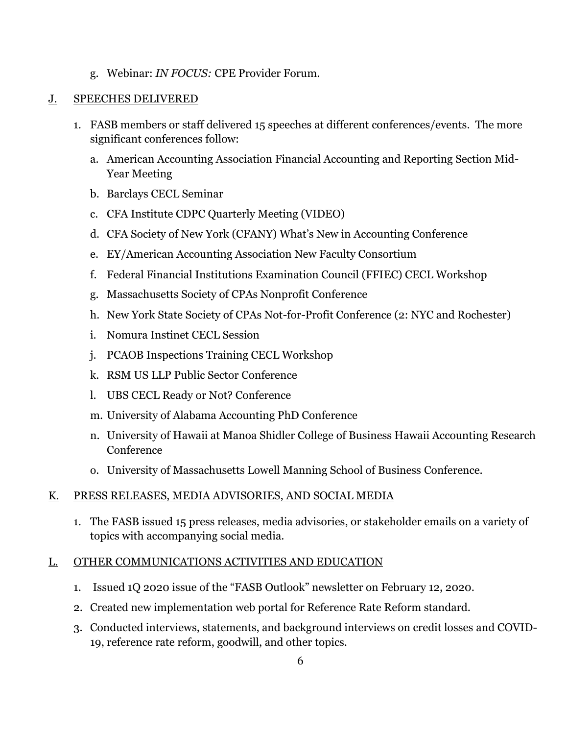g. Webinar: *IN FOCUS:* CPE Provider Forum.

## J. SPEECHES DELIVERED

1. FASB members or staff delivered 15 speeches at different conferences/events. The more significant conferences follow:
   a. American Accounting Association Financial Accounting and Reporting Section Mid-Year Meeting
   b. Barclays CECL Seminar
   c. CFA Institute CDPC Quarterly Meeting (VIDEO)
   d. CFA Society of New York (CFANY) What's New in Accounting Conference
   e. EY/American Accounting Association New Faculty Consortium
   f. Federal Financial Institutions Examination Council (FFIEC) CECL Workshop
   g. Massachusetts Society of CPAs Nonprofit Conference
   h. New York State Society of CPAs Not-for-Profit Conference (2: NYC and Rochester)
   i. Nomura Instinet CECL Session
   j. PCAOB Inspections Training CECL Workshop
   k. RSM US LLP Public Sector Conference
   l. UBS CECL Ready or Not? Conference
   m. University of Alabama Accounting PhD Conference
   n. University of Hawaii at Manoa Shidler College of Business Hawaii Accounting Research Conference
   o. University of Massachusetts Lowell Manning School of Business Conference.

## K. PRESS RELEASES, MEDIA ADVISORIES, AND SOCIAL MEDIA

1. The FASB issued 15 press releases, media advisories, or stakeholder emails on a variety of topics with accompanying social media.

## L. OTHER COMMUNICATIONS ACTIVITIES AND EDUCATION

1. Issued 1Q 2020 issue of the "FASB Outlook" newsletter on February 12, 2020.
2. Created new implementation web portal for Reference Rate Reform standard.
3. Conducted interviews, statements, and background interviews on credit losses and COVID-19, reference rate reform, goodwill, and other topics.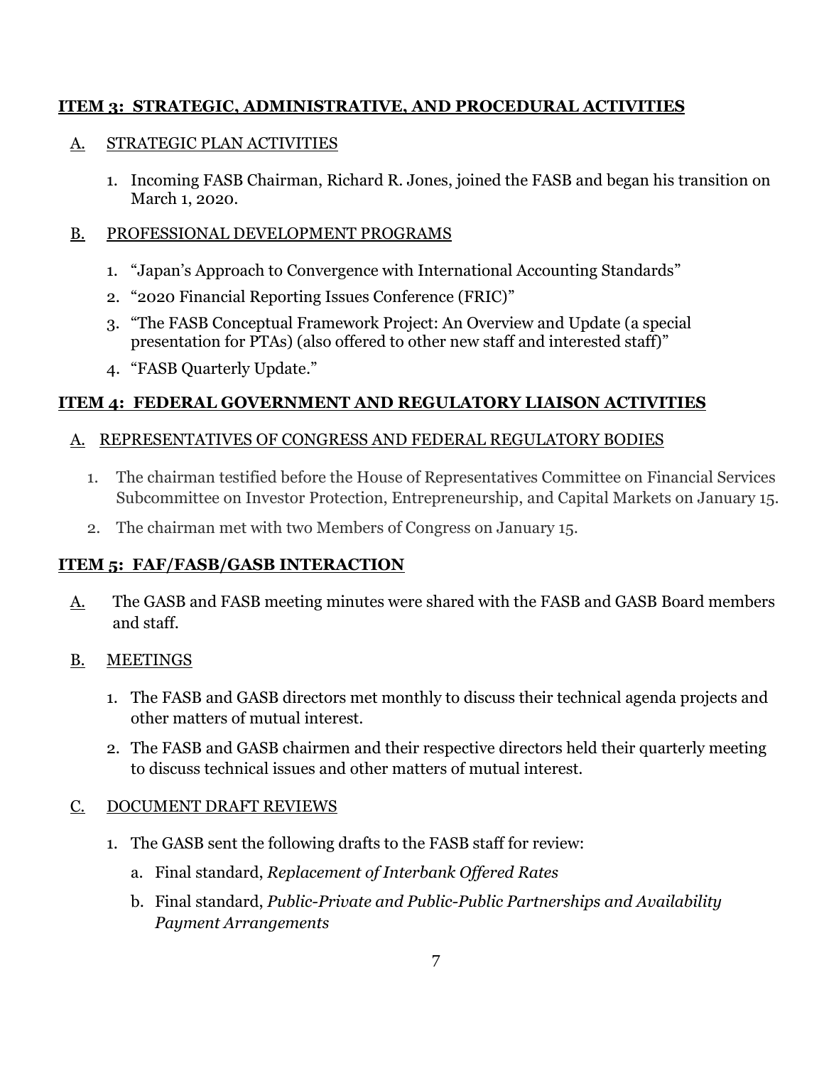## ITEM 3: STRATEGIC, ADMINISTRATIVE, AND PROCEDURAL ACTIVITIES

### A. STRATEGIC PLAN ACTIVITIES

1. Incoming FASB Chairman, Richard R. Jones, joined the FASB and began his transition on March 1, 2020.

### B. PROFESSIONAL DEVELOPMENT PROGRAMS

1. "Japan's Approach to Convergence with International Accounting Standards"
2. "2020 Financial Reporting Issues Conference (FRIC)"
3. "The FASB Conceptual Framework Project: An Overview and Update (a special presentation for PTAs) (also offered to other new staff and interested staff)"
4. "FASB Quarterly Update."

## ITEM 4: FEDERAL GOVERNMENT AND REGULATORY LIAISON ACTIVITIES

### A. REPRESENTATIVES OF CONGRESS AND FEDERAL REGULATORY BODIES

1. The chairman testified before the House of Representatives Committee on Financial Services Subcommittee on Investor Protection, Entrepreneurship, and Capital Markets on January 15.
2. The chairman met with two Members of Congress on January 15.

## ITEM 5: FAF/FASB/GASB INTERACTION

A. The GASB and FASB meeting minutes were shared with the FASB and GASB Board members and staff.

### B. MEETINGS

1. The FASB and GASB directors met monthly to discuss their technical agenda projects and other matters of mutual interest.
2. The FASB and GASB chairmen and their respective directors held their quarterly meeting to discuss technical issues and other matters of mutual interest.

### C. DOCUMENT DRAFT REVIEWS

1. The GASB sent the following drafts to the FASB staff for review:
   a. Final standard, *Replacement of Interbank Offered Rates*
   b. Final standard, *Public-Private and Public-Public Partnerships and Availability Payment Arrangements*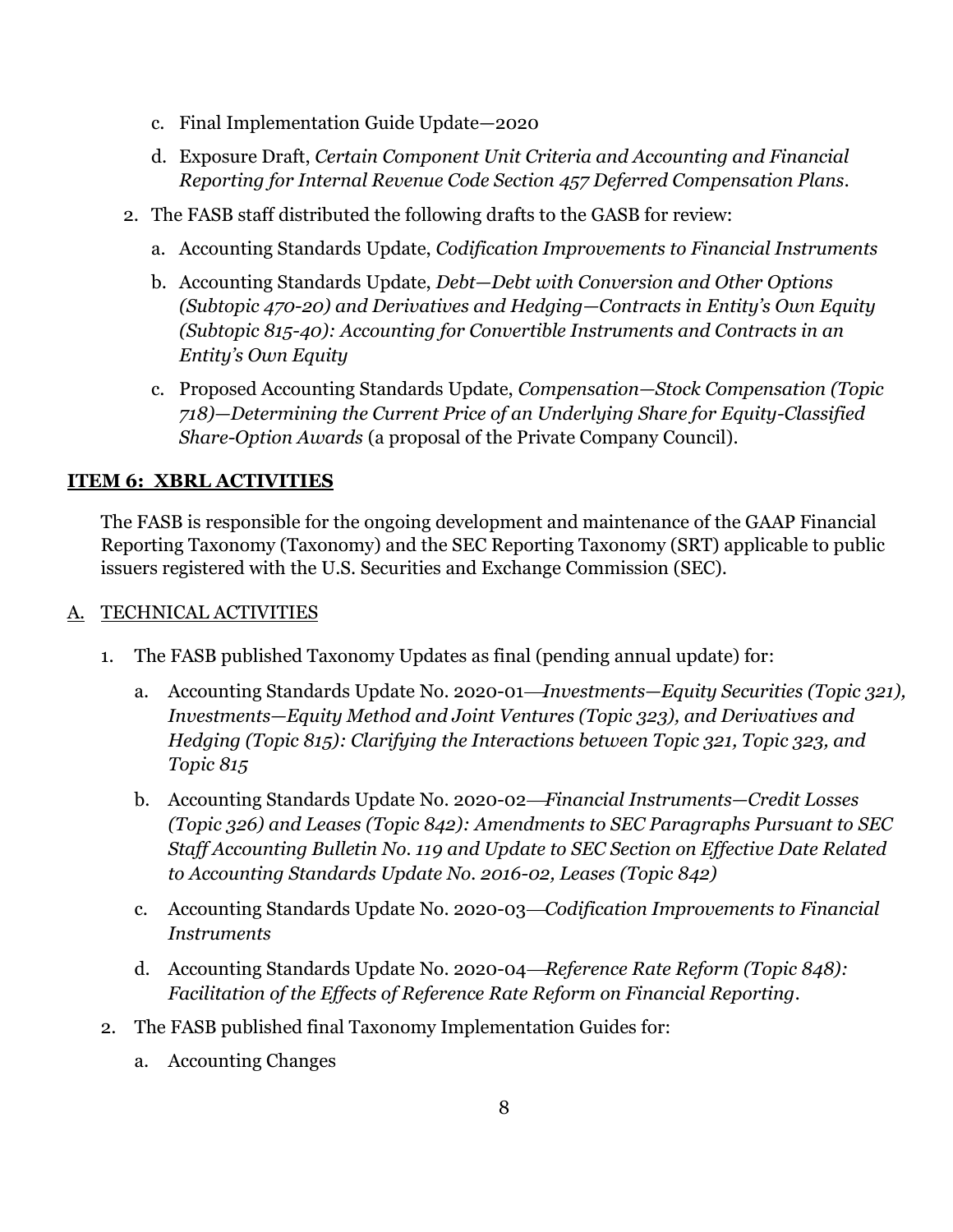c. Final Implementation Guide Update—2020

   d. Exposure Draft, *Certain Component Unit Criteria and Accounting and Financial Reporting for Internal Revenue Code Section 457 Deferred Compensation Plans*.

2. The FASB staff distributed the following drafts to the GASB for review:

   a. Accounting Standards Update, *Codification Improvements to Financial Instruments*

   b. Accounting Standards Update, *Debt—Debt with Conversion and Other Options (Subtopic 470-20) and Derivatives and Hedging—Contracts in Entity's Own Equity (Subtopic 815-40): Accounting for Convertible Instruments and Contracts in an Entity's Own Equity*

   c. Proposed Accounting Standards Update, *Compensation—Stock Compensation (Topic 718)—Determining the Current Price of an Underlying Share for Equity-Classified Share-Option Awards* (a proposal of the Private Company Council).

## ITEM 6: XBRL ACTIVITIES

The FASB is responsible for the ongoing development and maintenance of the GAAP Financial Reporting Taxonomy (Taxonomy) and the SEC Reporting Taxonomy (SRT) applicable to public issuers registered with the U.S. Securities and Exchange Commission (SEC).

### A. TECHNICAL ACTIVITIES

1. The FASB published Taxonomy Updates as final (pending annual update) for:

   a. Accounting Standards Update No. 2020-01—*Investments—Equity Securities (Topic 321), Investments—Equity Method and Joint Ventures (Topic 323), and Derivatives and Hedging (Topic 815): Clarifying the Interactions between Topic 321, Topic 323, and Topic 815*

   b. Accounting Standards Update No. 2020-02—*Financial Instruments—Credit Losses (Topic 326) and Leases (Topic 842): Amendments to SEC Paragraphs Pursuant to SEC Staff Accounting Bulletin No. 119 and Update to SEC Section on Effective Date Related to Accounting Standards Update No. 2016-02, Leases (Topic 842)*

   c. Accounting Standards Update No. 2020-03—*Codification Improvements to Financial Instruments*

   d. Accounting Standards Update No. 2020-04—*Reference Rate Reform (Topic 848): Facilitation of the Effects of Reference Rate Reform on Financial Reporting*.

2. The FASB published final Taxonomy Implementation Guides for:

   a. Accounting Changes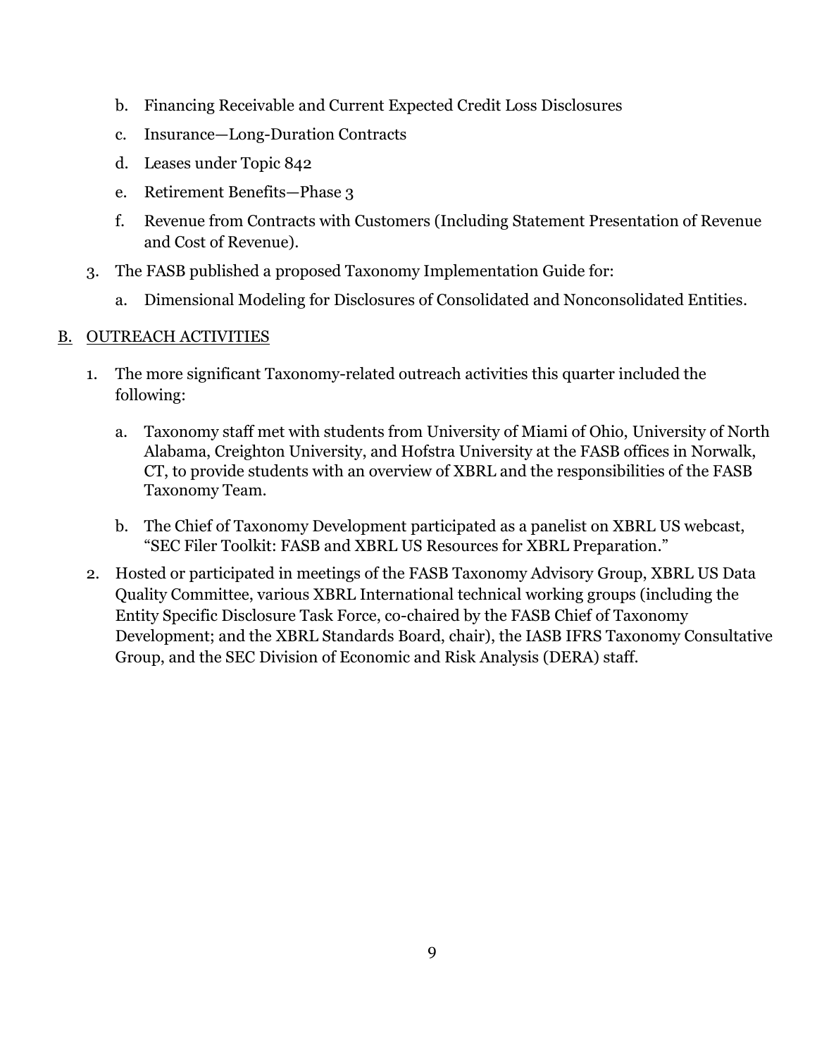b. Financing Receivable and Current Expected Credit Loss Disclosures

   c. Insurance—Long-Duration Contracts

   d. Leases under Topic 842

   e. Retirement Benefits—Phase 3

   f. Revenue from Contracts with Customers (Including Statement Presentation of Revenue and Cost of Revenue).

3. The FASB published a proposed Taxonomy Implementation Guide for:

   a. Dimensional Modeling for Disclosures of Consolidated and Nonconsolidated Entities.

## B. OUTREACH ACTIVITIES

1. The more significant Taxonomy-related outreach activities this quarter included the following:

   a. Taxonomy staff met with students from University of Miami of Ohio, University of North Alabama, Creighton University, and Hofstra University at the FASB offices in Norwalk, CT, to provide students with an overview of XBRL and the responsibilities of the FASB Taxonomy Team.

   b. The Chief of Taxonomy Development participated as a panelist on XBRL US webcast, "SEC Filer Toolkit: FASB and XBRL US Resources for XBRL Preparation."

2. Hosted or participated in meetings of the FASB Taxonomy Advisory Group, XBRL US Data Quality Committee, various XBRL International technical working groups (including the Entity Specific Disclosure Task Force, co-chaired by the FASB Chief of Taxonomy Development; and the XBRL Standards Board, chair), the IASB IFRS Taxonomy Consultative Group, and the SEC Division of Economic and Risk Analysis (DERA) staff.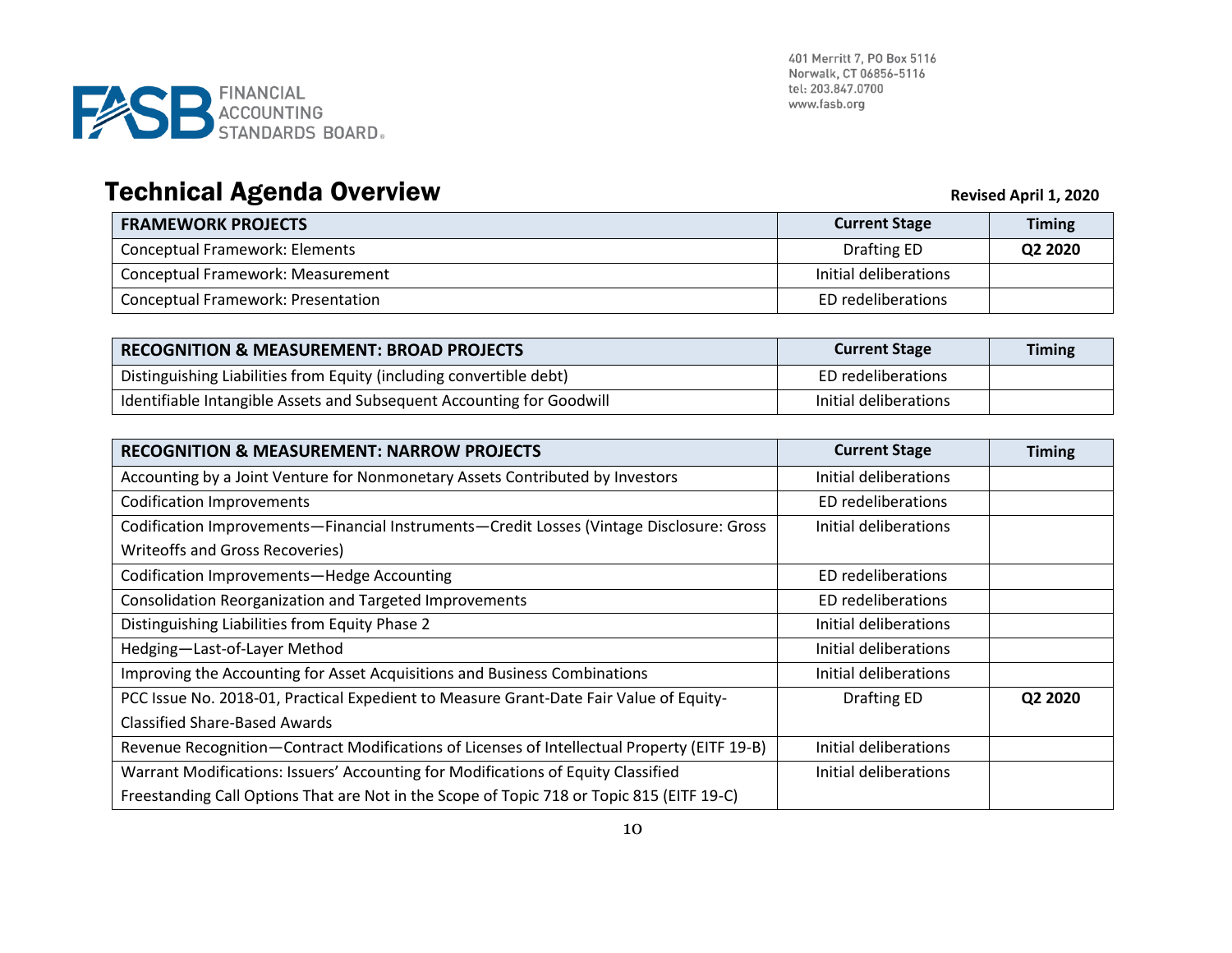FINANCIAL ACCOUNTING STANDARDS BOARD

401 Merritt 7, PO Box 5116
Norwalk, CT 06856-5116
tel: 203.847.0700
www.fasb.org

# Technical Agenda Overview

**Revised April 1, 2020**

| FRAMEWORK PROJECTS | Current Stage | Timing |
|---|---|---|
| Conceptual Framework: Elements | Drafting ED | **Q2 2020** |
| Conceptual Framework: Measurement | Initial deliberations | |
| Conceptual Framework: Presentation | ED redeliberations | |

| RECOGNITION & MEASUREMENT: BROAD PROJECTS | Current Stage | Timing |
|---|---|---|
| Distinguishing Liabilities from Equity (including convertible debt) | ED redeliberations | |
| Identifiable Intangible Assets and Subsequent Accounting for Goodwill | Initial deliberations | |

| RECOGNITION & MEASUREMENT: NARROW PROJECTS | Current Stage | Timing |
|---|---|---|
| Accounting by a Joint Venture for Nonmonetary Assets Contributed by Investors | Initial deliberations | |
| Codification Improvements | ED redeliberations | |
| Codification Improvements—Financial Instruments—Credit Losses (Vintage Disclosure: Gross Writeoffs and Gross Recoveries) | Initial deliberations | |
| Codification Improvements—Hedge Accounting | ED redeliberations | |
| Consolidation Reorganization and Targeted Improvements | ED redeliberations | |
| Distinguishing Liabilities from Equity Phase 2 | Initial deliberations | |
| Hedging—Last-of-Layer Method | Initial deliberations | |
| Improving the Accounting for Asset Acquisitions and Business Combinations | Initial deliberations | |
| PCC Issue No. 2018-01, Practical Expedient to Measure Grant-Date Fair Value of Equity-Classified Share-Based Awards | Drafting ED | **Q2 2020** |
| Revenue Recognition—Contract Modifications of Licenses of Intellectual Property (EITF 19-B) | Initial deliberations | |
| Warrant Modifications: Issuers' Accounting for Modifications of Equity Classified Freestanding Call Options That are Not in the Scope of Topic 718 or Topic 815 (EITF 19-C) | Initial deliberations | |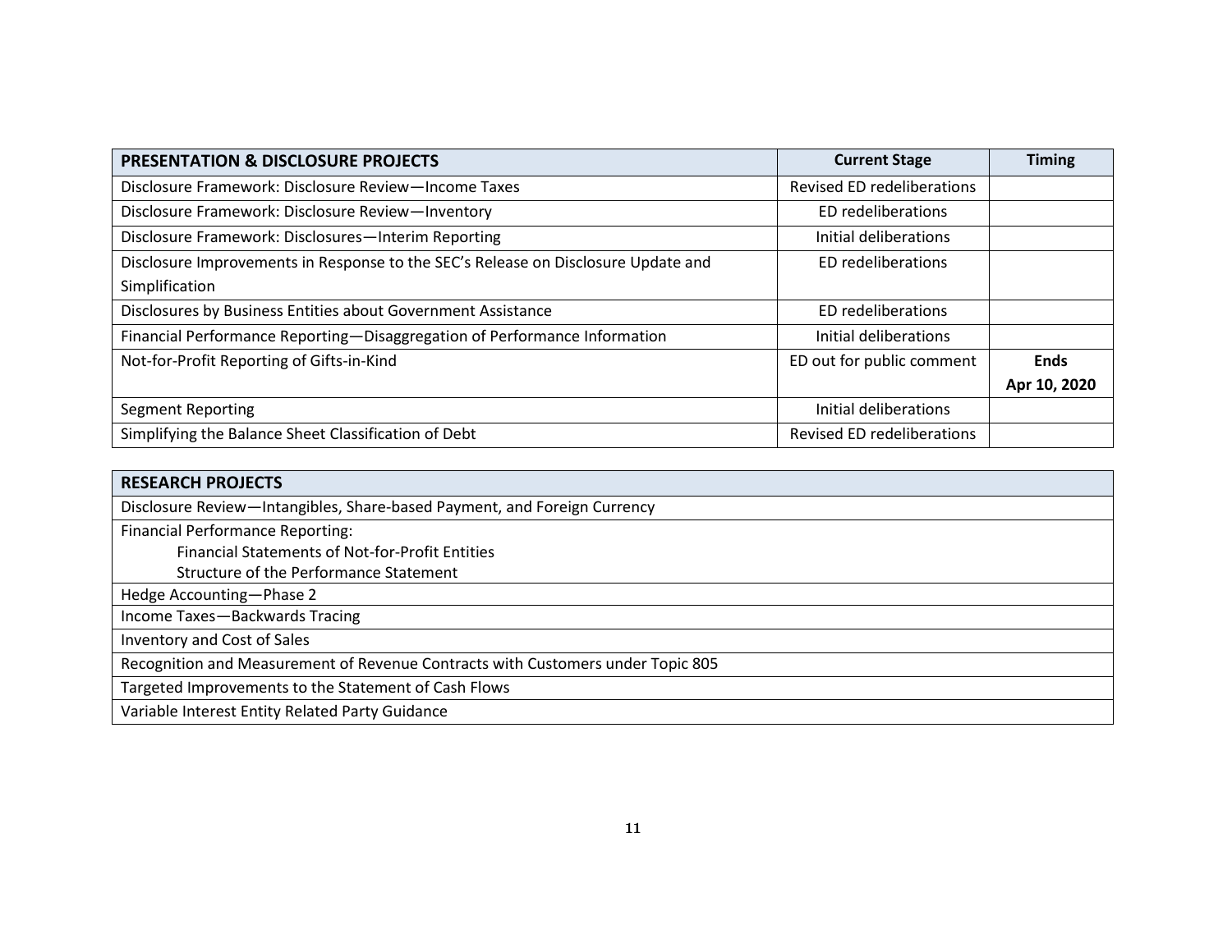| PRESENTATION & DISCLOSURE PROJECTS | Current Stage | Timing |
|---|---|---|
| Disclosure Framework: Disclosure Review—Income Taxes | Revised ED redeliberations | |
| Disclosure Framework: Disclosure Review—Inventory | ED redeliberations | |
| Disclosure Framework: Disclosures—Interim Reporting | Initial deliberations | |
| Disclosure Improvements in Response to the SEC's Release on Disclosure Update and Simplification | ED redeliberations | |
| Disclosures by Business Entities about Government Assistance | ED redeliberations | |
| Financial Performance Reporting—Disaggregation of Performance Information | Initial deliberations | |
| Not-for-Profit Reporting of Gifts-in-Kind | ED out for public comment | **Ends Apr 10, 2020** |
| Segment Reporting | Initial deliberations | |
| Simplifying the Balance Sheet Classification of Debt | Revised ED redeliberations | |

| RESEARCH PROJECTS |
|---|
| Disclosure Review—Intangibles, Share-based Payment, and Foreign Currency |
| Financial Performance Reporting:<br>Financial Statements of Not-for-Profit Entities<br>Structure of the Performance Statement |
| Hedge Accounting—Phase 2 |
| Income Taxes—Backwards Tracing |
| Inventory and Cost of Sales |
| Recognition and Measurement of Revenue Contracts with Customers under Topic 805 |
| Targeted Improvements to the Statement of Cash Flows |
| Variable Interest Entity Related Party Guidance |